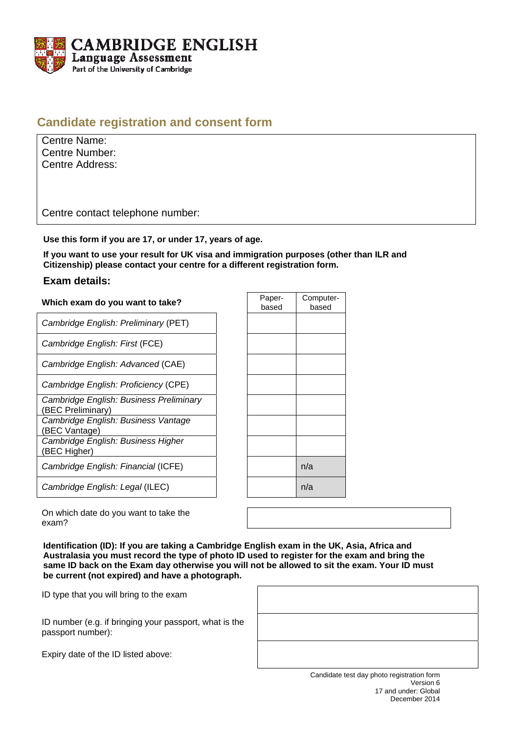CAMBRIDGE ENGLISH
Language Assessment
Part of the University of Cambridge

## Candidate registration and consent form

Centre Name:
Centre Number:
Centre Address:

Centre contact telephone number:

**Use this form if you are 17, or under 17, years of age.**

**If you want to use your result for UK visa and immigration purposes (other than ILR and Citizenship) please contact your centre for a different registration form.**

### Exam details:

| Which exam do you want to take? | Paper-based | Computer-based |
|---|---|---|
| *Cambridge English: Preliminary* (PET) | | |
| *Cambridge English: First* (FCE) | | |
| *Cambridge English: Advanced* (CAE) | | |
| *Cambridge English: Proficiency* (CPE) | | |
| *Cambridge English: Business Preliminary* (BEC Preliminary) | | |
| *Cambridge English: Business Vantage* (BEC Vantage) | | |
| *Cambridge English: Business Higher* (BEC Higher) | | |
| *Cambridge English: Financial* (ICFE) | | n/a |
| *Cambridge English: Legal* (ILEC) | | n/a |

| On which date do you want to take the exam? | |
|---|---|

**Identification (ID): If you are taking a Cambridge English exam in the UK, Asia, Africa and Australasia you must record the type of photo ID used to register for the exam and bring the same ID back on the Exam day otherwise you will not be allowed to sit the exam. Your ID must be current (not expired) and have a photograph.**

| | |
|---|---|
| ID type that you will bring to the exam | |
| ID number (e.g. if bringing your passport, what is the passport number): | |
| Expiry date of the ID listed above: | |

Candidate test day photo registration form
Version 6
17 and under: Global
December 2014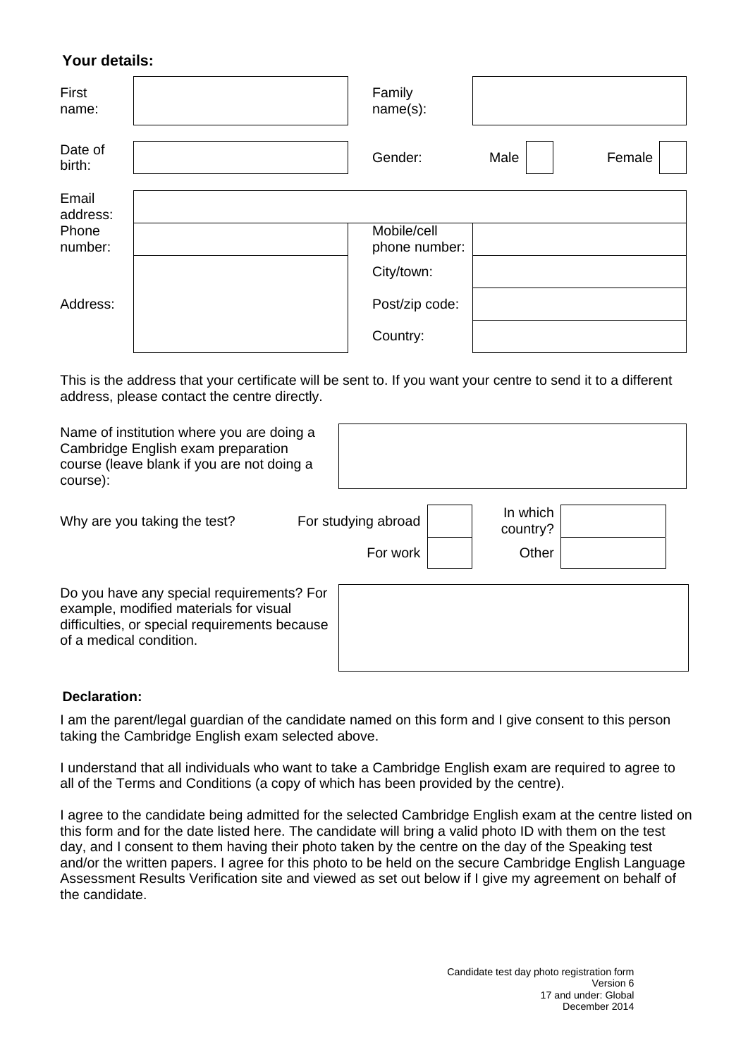**Your details:**

| | | | | | |
|---|---|---|---|---|---|
| First name: | | Family name(s): | | | |
| Date of birth: | | Gender: | Male | | Female |
| Email address: | | | | | |
| Phone number: | | Mobile/cell phone number: | | | |
| Address: | | City/town: | | | |
| | | Post/zip code: | | | |
| | | Country: | | | |

This is the address that your certificate will be sent to. If you want your centre to send it to a different address, please contact the centre directly.

| | |
|---|---|
| Name of institution where you are doing a Cambridge English exam preparation course (leave blank if you are not doing a course): | |

| | | | | |
|---|---|---|---|---|
| Why are you taking the test? | For studying abroad | | In which country? | |
| | For work | | Other | |

| | |
|---|---|
| Do you have any special requirements? For example, modified materials for visual difficulties, or special requirements because of a medical condition. | |

**Declaration:**

I am the parent/legal guardian of the candidate named on this form and I give consent to this person taking the Cambridge English exam selected above.

I understand that all individuals who want to take a Cambridge English exam are required to agree to all of the Terms and Conditions (a copy of which has been provided by the centre).

I agree to the candidate being admitted for the selected Cambridge English exam at the centre listed on this form and for the date listed here. The candidate will bring a valid photo ID with them on the test day, and I consent to them having their photo taken by the centre on the day of the Speaking test and/or the written papers. I agree for this photo to be held on the secure Cambridge English Language Assessment Results Verification site and viewed as set out below if I give my agreement on behalf of the candidate.

Candidate test day photo registration form
Version 6
17 and under: Global
December 2014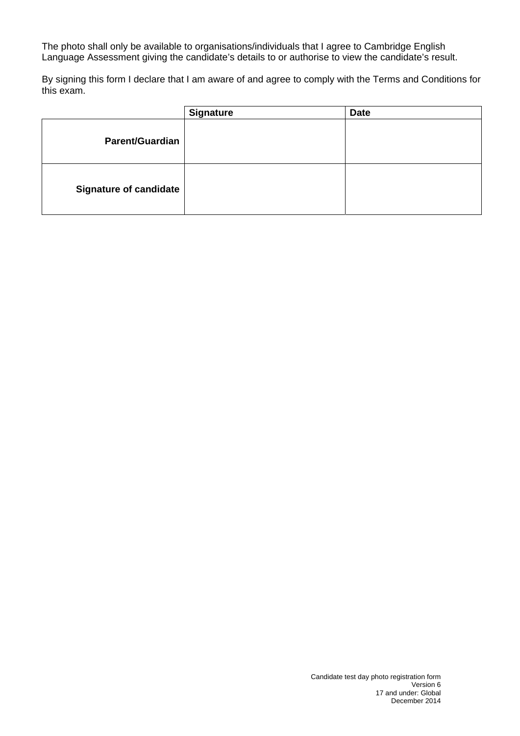The photo shall only be available to organisations/individuals that I agree to Cambridge English Language Assessment giving the candidate's details to or authorise to view the candidate's result.

By signing this form I declare that I am aware of and agree to comply with the Terms and Conditions for this exam.

| | Signature | Date |
|---|---|---|
| **Parent/Guardian** | | |
| **Signature of candidate** | | |

Candidate test day photo registration form
Version 6
17 and under: Global
December 2014